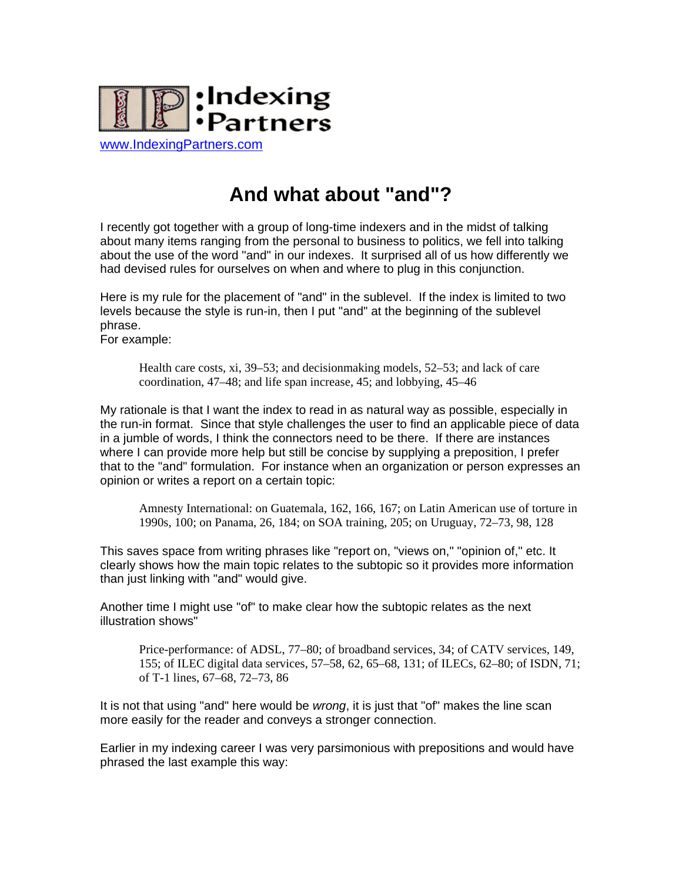:Indexing
•Partners

www.IndexingPartners.com

# And what about "and"?

I recently got together with a group of long-time indexers and in the midst of talking about many items ranging from the personal to business to politics, we fell into talking about the use of the word "and" in our indexes. It surprised all of us how differently we had devised rules for ourselves on when and where to plug in this conjunction.

Here is my rule for the placement of "and" in the sublevel. If the index is limited to two levels because the style is run-in, then I put "and" at the beginning of the sublevel phrase.
For example:

> Health care costs, xi, 39–53; and decisionmaking models, 52–53; and lack of care coordination, 47–48; and life span increase, 45; and lobbying, 45–46

My rationale is that I want the index to read in as natural way as possible, especially in the run-in format. Since that style challenges the user to find an applicable piece of data in a jumble of words, I think the connectors need to be there. If there are instances where I can provide more help but still be concise by supplying a preposition, I prefer that to the "and" formulation. For instance when an organization or person expresses an opinion or writes a report on a certain topic:

> Amnesty International: on Guatemala, 162, 166, 167; on Latin American use of torture in 1990s, 100; on Panama, 26, 184; on SOA training, 205; on Uruguay, 72–73, 98, 128

This saves space from writing phrases like "report on, "views on," "opinion of," etc. It clearly shows how the main topic relates to the subtopic so it provides more information than just linking with "and" would give.

Another time I might use "of" to make clear how the subtopic relates as the next illustration shows"

> Price-performance: of ADSL, 77–80; of broadband services, 34; of CATV services, 149, 155; of ILEC digital data services, 57–58, 62, 65–68, 131; of ILECs, 62–80; of ISDN, 71; of T-1 lines, 67–68, 72–73, 86

It is not that using "and" here would be *wrong*, it is just that "of" makes the line scan more easily for the reader and conveys a stronger connection.

Earlier in my indexing career I was very parsimonious with prepositions and would have phrased the last example this way: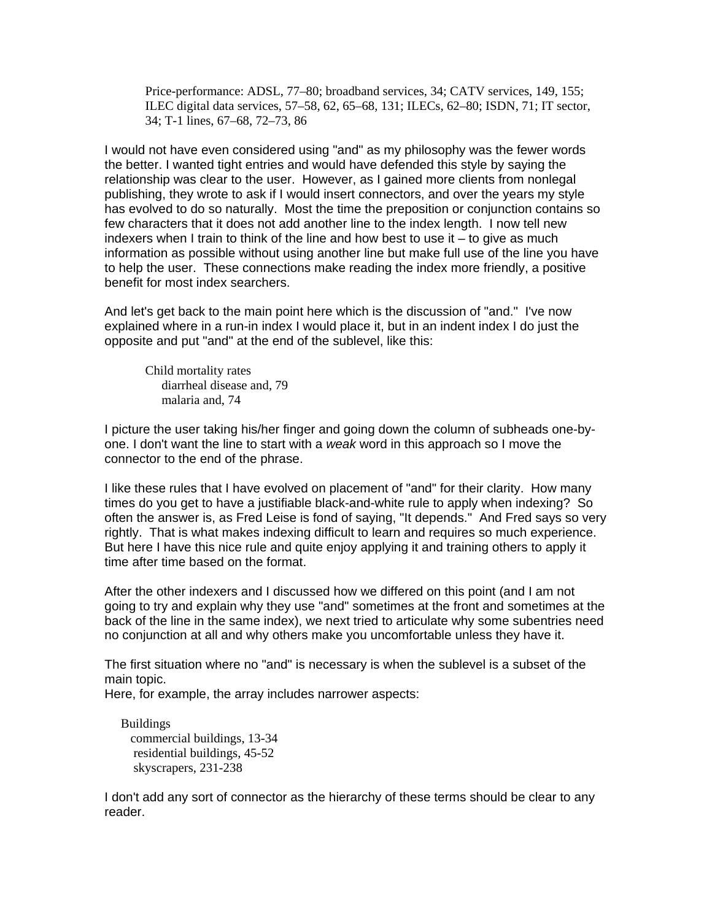> Price-performance: ADSL, 77–80; broadband services, 34; CATV services, 149, 155; ILEC digital data services, 57–58, 62, 65–68, 131; ILECs, 62–80; ISDN, 71; IT sector, 34; T-1 lines, 67–68, 72–73, 86

I would not have even considered using "and" as my philosophy was the fewer words the better. I wanted tight entries and would have defended this style by saying the relationship was clear to the user. However, as I gained more clients from nonlegal publishing, they wrote to ask if I would insert connectors, and over the years my style has evolved to do so naturally. Most the time the preposition or conjunction contains so few characters that it does not add another line to the index length. I now tell new indexers when I train to think of the line and how best to use it – to give as much information as possible without using another line but make full use of the line you have to help the user. These connections make reading the index more friendly, a positive benefit for most index searchers.

And let's get back to the main point here which is the discussion of "and." I've now explained where in a run-in index I would place it, but in an indent index I do just the opposite and put "and" at the end of the sublevel, like this:

```
Child mortality rates
    diarrheal disease and, 79
    malaria and, 74
```

I picture the user taking his/her finger and going down the column of subheads one-by-one. I don't want the line to start with a *weak* word in this approach so I move the connector to the end of the phrase.

I like these rules that I have evolved on placement of "and" for their clarity. How many times do you get to have a justifiable black-and-white rule to apply when indexing? So often the answer is, as Fred Leise is fond of saying, "It depends." And Fred says so very rightly. That is what makes indexing difficult to learn and requires so much experience. But here I have this nice rule and quite enjoy applying it and training others to apply it time after time based on the format.

After the other indexers and I discussed how we differed on this point (and I am not going to try and explain why they use "and" sometimes at the front and sometimes at the back of the line in the same index), we next tried to articulate why some subentries need no conjunction at all and why others make you uncomfortable unless they have it.

The first situation where no "and" is necessary is when the sublevel is a subset of the main topic.
Here, for example, the array includes narrower aspects:

```
Buildings
    commercial buildings, 13-34
    residential buildings, 45-52
    skyscrapers, 231-238
```

I don't add any sort of connector as the hierarchy of these terms should be clear to any reader.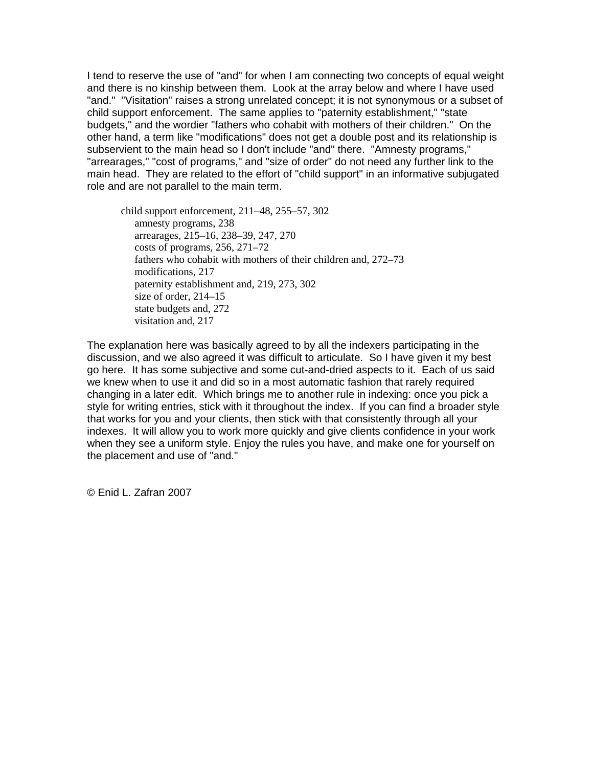I tend to reserve the use of "and" for when I am connecting two concepts of equal weight and there is no kinship between them. Look at the array below and where I have used "and." "Visitation" raises a strong unrelated concept; it is not synonymous or a subset of child support enforcement. The same applies to "paternity establishment," "state budgets," and the wordier "fathers who cohabit with mothers of their children." On the other hand, a term like "modifications" does not get a double post and its relationship is subservient to the main head so I don't include "and" there. "Amnesty programs," "arrearages," "cost of programs," and "size of order" do not need any further link to the main head. They are related to the effort of "child support" in an informative subjugated role and are not parallel to the main term.

> child support enforcement, 211–48, 255–57, 302
>     amnesty programs, 238
>     arrearages, 215–16, 238–39, 247, 270
>     costs of programs, 256, 271–72
>     fathers who cohabit with mothers of their children and, 272–73
>     modifications, 217
>     paternity establishment and, 219, 273, 302
>     size of order, 214–15
>     state budgets and, 272
>     visitation and, 217

The explanation here was basically agreed to by all the indexers participating in the discussion, and we also agreed it was difficult to articulate. So I have given it my best go here. It has some subjective and some cut-and-dried aspects to it. Each of us said we knew when to use it and did so in a most automatic fashion that rarely required changing in a later edit. Which brings me to another rule in indexing: once you pick a style for writing entries, stick with it throughout the index. If you can find a broader style that works for you and your clients, then stick with that consistently through all your indexes. It will allow you to work more quickly and give clients confidence in your work when they see a uniform style. Enjoy the rules you have, and make one for yourself on the placement and use of "and."

© Enid L. Zafran 2007